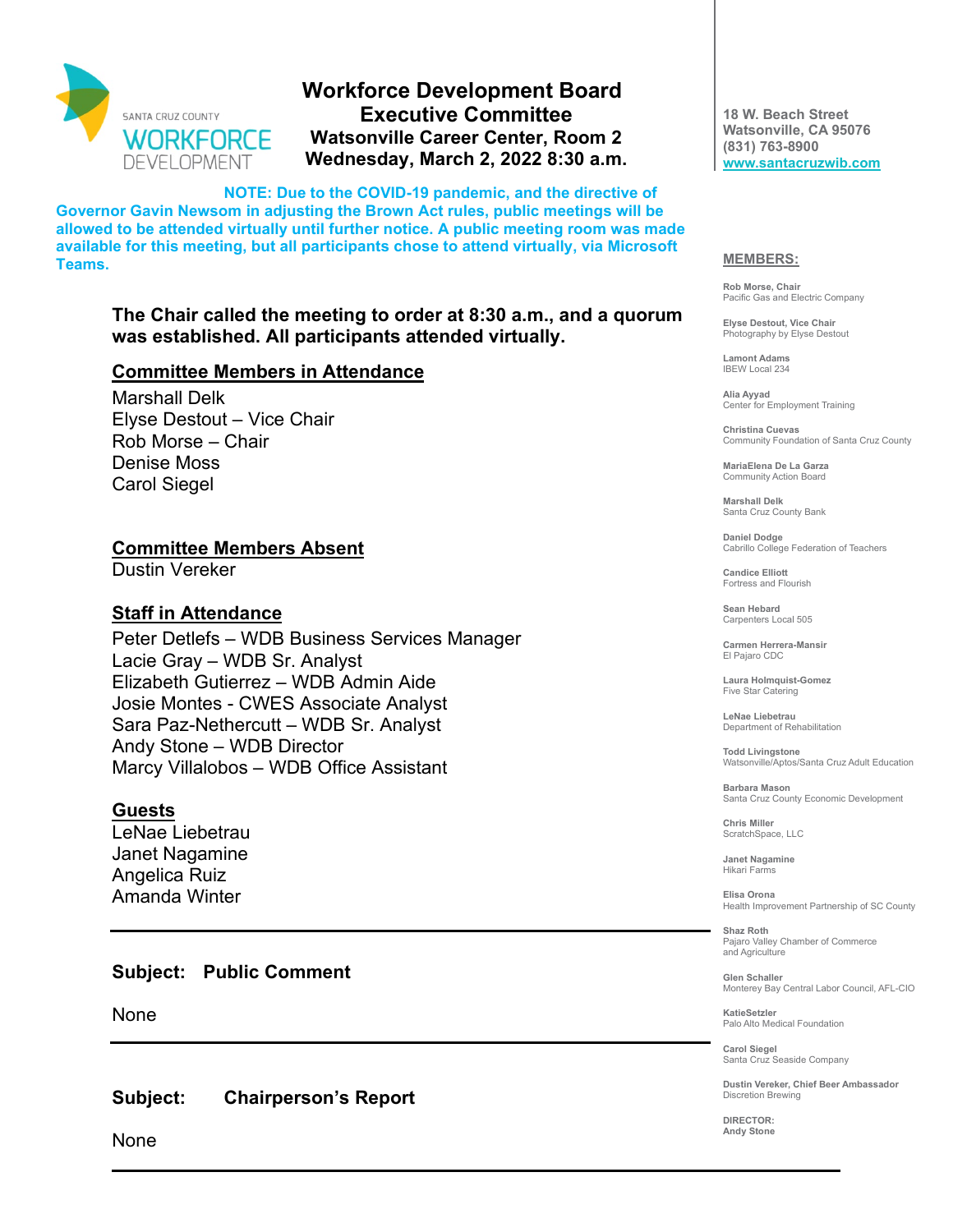# Workforce Development Board Executive Committee

**Watsonville Career Center, Room 2**
**Wednesday, March 2, 2022 8:30 a.m.**

**18 W. Beach Street**
**Watsonville, CA 95076**
**(831) 763-8900**
**www.santacruzwib.com**

**NOTE: Due to the COVID-19 pandemic, and the directive of Governor Gavin Newsom in adjusting the Brown Act rules, public meetings will be allowed to be attended virtually until further notice. A public meeting room was made available for this meeting, but all participants chose to attend virtually, via Microsoft Teams.**

**The Chair called the meeting to order at 8:30 a.m., and a quorum was established. All participants attended virtually.**

## Committee Members in Attendance

Marshall Delk
Elyse Destout – Vice Chair
Rob Morse – Chair
Denise Moss
Carol Siegel

## Committee Members Absent

Dustin Vereker

## Staff in Attendance

Peter Detlefs – WDB Business Services Manager
Lacie Gray – WDB Sr. Analyst
Elizabeth Gutierrez – WDB Admin Aide
Josie Montes - CWES Associate Analyst
Sara Paz-Nethercutt – WDB Sr. Analyst
Andy Stone – WDB Director
Marcy Villalobos – WDB Office Assistant

## Guests

LeNae Liebetrau
Janet Nagamine
Angelica Ruiz
Amanda Winter

---

**Subject: Public Comment**

None

---

**Subject: Chairperson's Report**

None

---

**MEMBERS:**

**Rob Morse, Chair**
Pacific Gas and Electric Company

**Elyse Destout, Vice Chair**
Photography by Elyse Destout

**Lamont Adams**
IBEW Local 234

**Alia Ayyad**
Center for Employment Training

**Christina Cuevas**
Community Foundation of Santa Cruz County

**MariaElena De La Garza**
Community Action Board

**Marshall Delk**
Santa Cruz County Bank

**Daniel Dodge**
Cabrillo College Federation of Teachers

**Candice Elliott**
Fortress and Flourish

**Sean Hebard**
Carpenters Local 505

**Carmen Herrera-Mansir**
El Pajaro CDC

**Laura Holmquist-Gomez**
Five Star Catering

**LeNae Liebetrau**
Department of Rehabilitation

**Todd Livingstone**
Watsonville/Aptos/Santa Cruz Adult Education

**Barbara Mason**
Santa Cruz County Economic Development

**Chris Miller**
ScratchSpace, LLC

**Janet Nagamine**
Hikari Farms

**Elisa Orona**
Health Improvement Partnership of SC County

**Shaz Roth**
Pajaro Valley Chamber of Commerce and Agriculture

**Glen Schaller**
Monterey Bay Central Labor Council, AFL-CIO

**KatieSetzler**
Palo Alto Medical Foundation

**Carol Siegel**
Santa Cruz Seaside Company

**Dustin Vereker, Chief Beer Ambassador**
Discretion Brewing

**DIRECTOR:**
**Andy Stone**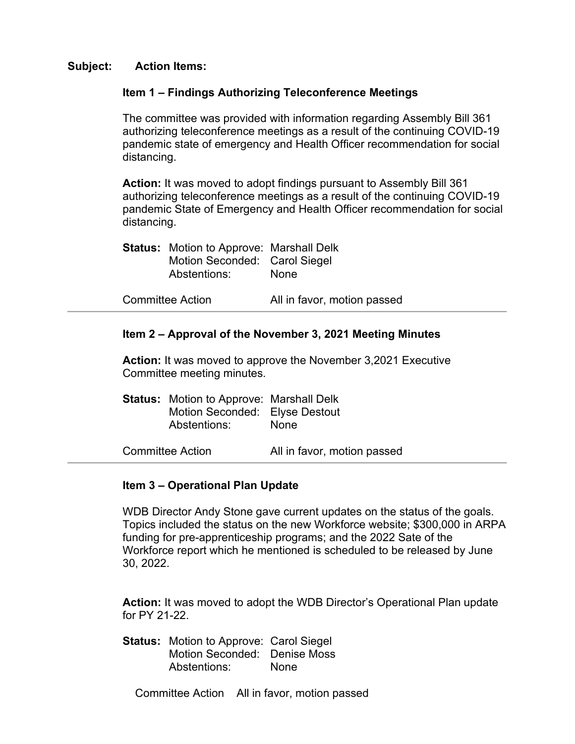**Subject: Action Items:**

**Item 1 – Findings Authorizing Teleconference Meetings**

The committee was provided with information regarding Assembly Bill 361 authorizing teleconference meetings as a result of the continuing COVID-19 pandemic state of emergency and Health Officer recommendation for social distancing.

**Action:** It was moved to adopt findings pursuant to Assembly Bill 361 authorizing teleconference meetings as a result of the continuing COVID-19 pandemic State of Emergency and Health Officer recommendation for social distancing.

**Status:** Motion to Approve: Marshall Delk
Motion Seconded: Carol Siegel
Abstentions: None

Committee Action: All in favor, motion passed

---

**Item 2 – Approval of the November 3, 2021 Meeting Minutes**

**Action:** It was moved to approve the November 3,2021 Executive Committee meeting minutes.

**Status:** Motion to Approve: Marshall Delk
Motion Seconded: Elyse Destout
Abstentions: None

Committee Action: All in favor, motion passed

---

**Item 3 – Operational Plan Update**

WDB Director Andy Stone gave current updates on the status of the goals. Topics included the status on the new Workforce website; $300,000 in ARPA funding for pre-apprenticeship programs; and the 2022 Sate of the Workforce report which he mentioned is scheduled to be released by June 30, 2022.

**Action:** It was moved to adopt the WDB Director's Operational Plan update for PY 21-22.

**Status:** Motion to Approve: Carol Siegel
Motion Seconded: Denise Moss
Abstentions: None

Committee Action: All in favor, motion passed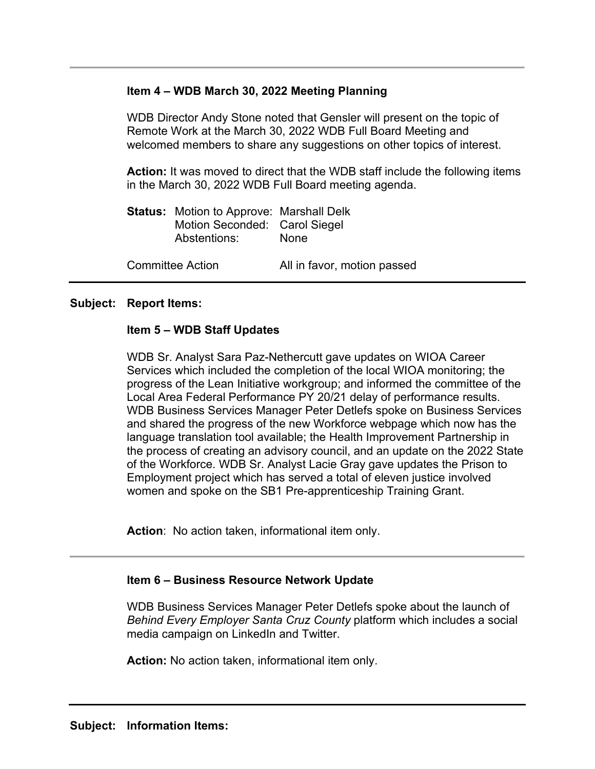### Item 4 – WDB March 30, 2022 Meeting Planning

WDB Director Andy Stone noted that Gensler will present on the topic of Remote Work at the March 30, 2022 WDB Full Board Meeting and welcomed members to share any suggestions on other topics of interest.

**Action:** It was moved to direct that the WDB staff include the following items in the March 30, 2022 WDB Full Board meeting agenda.

| **Status:** | | |
|---|---|---|
| | Motion to Approve: | Marshall Delk |
| | Motion Seconded: | Carol Siegel |
| | Abstentions: | None |

Committee Action: All in favor, motion passed

---

**Subject: Report Items:**

### Item 5 – WDB Staff Updates

WDB Sr. Analyst Sara Paz-Nethercutt gave updates on WIOA Career Services which included the completion of the local WIOA monitoring; the progress of the Lean Initiative workgroup; and informed the committee of the Local Area Federal Performance PY 20/21 delay of performance results. WDB Business Services Manager Peter Detlefs spoke on Business Services and shared the progress of the new Workforce webpage which now has the language translation tool available; the Health Improvement Partnership in the process of creating an advisory council, and an update on the 2022 State of the Workforce. WDB Sr. Analyst Lacie Gray gave updates the Prison to Employment project which has served a total of eleven justice involved women and spoke on the SB1 Pre-apprenticeship Training Grant.

**Action**: No action taken, informational item only.

---

### Item 6 – Business Resource Network Update

WDB Business Services Manager Peter Detlefs spoke about the launch of *Behind Every Employer Santa Cruz County* platform which includes a social media campaign on LinkedIn and Twitter.

**Action:** No action taken, informational item only.

---

**Subject: Information Items:**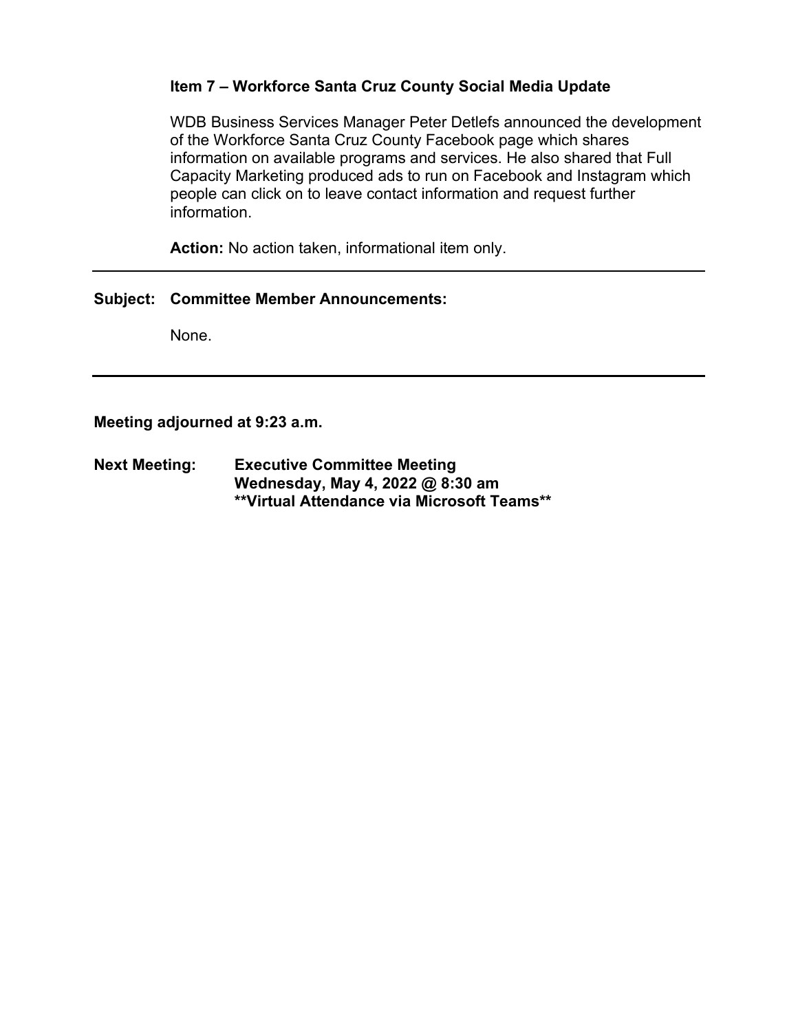**Item 7 – Workforce Santa Cruz County Social Media Update**

WDB Business Services Manager Peter Detlefs announced the development of the Workforce Santa Cruz County Facebook page which shares information on available programs and services. He also shared that Full Capacity Marketing produced ads to run on Facebook and Instagram which people can click on to leave contact information and request further information.

**Action:** No action taken, informational item only.

---

**Subject: Committee Member Announcements:**

None.

---

**Meeting adjourned at 9:23 a.m.**

**Next Meeting:** **Executive Committee Meeting**
**Wednesday, May 4, 2022 @ 8:30 am**
****Virtual Attendance via Microsoft Teams****